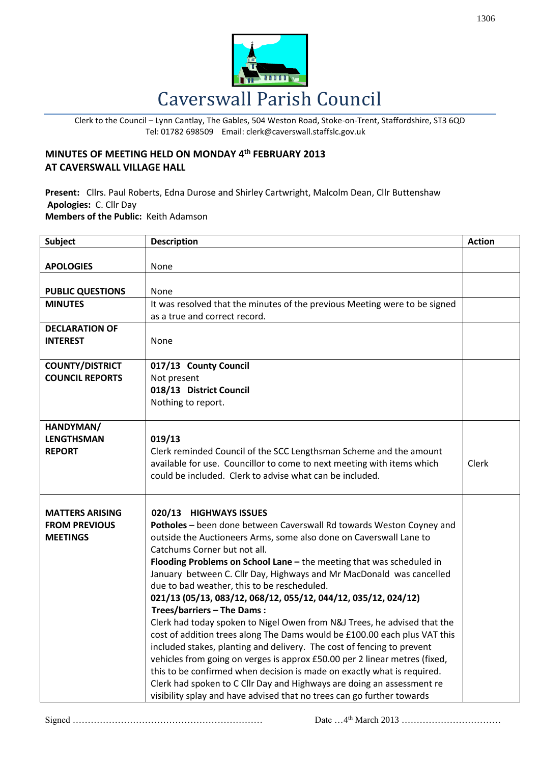# Caverswall Parish Council

Clerk to the Council – Lynn Cantlay, The Gables, 504 Weston Road, Stoke-on-Trent, Staffordshire, ST3 6QD
Tel: 01782 698509 Email: clerk@caverswall.staffslc.gov.uk

## MINUTES OF MEETING HELD ON MONDAY 4th FEBRUARY 2013 AT CAVERSWALL VILLAGE HALL

**Present:** Cllrs. Paul Roberts, Edna Durose and Shirley Cartwright, Malcolm Dean, Cllr Buttenshaw
**Apologies:** C. Cllr Day
**Members of the Public:** Keith Adamson

| Subject | Description | Action |
|---|---|---|
| **APOLOGIES** | None | |
| **PUBLIC QUESTIONS** | None | |
| **MINUTES** | It was resolved that the minutes of the previous Meeting were to be signed as a true and correct record. | |
| **DECLARATION OF INTEREST** | None | |
| **COUNTY/DISTRICT COUNCIL REPORTS** | **017/13 County Council**<br>Not present<br>**018/13 District Council**<br>Nothing to report. | |
| **HANDYMAN/ LENGTHSMAN REPORT** | **019/13**<br>Clerk reminded Council of the SCC Lengthsman Scheme and the amount available for use. Councillor to come to next meeting with items which could be included. Clerk to advise what can be included. | Clerk |
| **MATTERS ARISING FROM PREVIOUS MEETINGS** | **020/13 HIGHWAYS ISSUES**<br>**Potholes** – been done between Caverswall Rd towards Weston Coyney and outside the Auctioneers Arms, some also done on Caverswall Lane to Catchums Corner but not all.<br>**Flooding Problems on School Lane –** the meeting that was scheduled in January between C. Cllr Day, Highways and Mr MacDonald was cancelled due to bad weather, this to be rescheduled.<br>**021/13 (05/13, 083/12, 068/12, 055/12, 044/12, 035/12, 024/12)**<br>**Trees/barriers – The Dams :**<br>Clerk had today spoken to Nigel Owen from N&J Trees, he advised that the cost of addition trees along The Dams would be £100.00 each plus VAT this included stakes, planting and delivery. The cost of fencing to prevent vehicles from going on verges is approx £50.00 per 2 linear metres (fixed, this to be confirmed when decision is made on exactly what is required. Clerk had spoken to C Cllr Day and Highways are doing an assessment re visibility splay and have advised that no trees can go further towards | |

Signed ……………………………………………………… Date …4th March 2013 ……………………………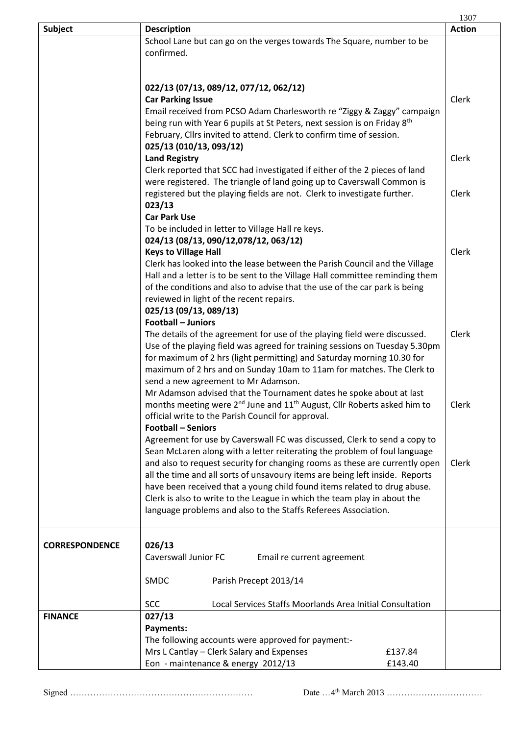| Subject | Description | Action |
|---|---|---|
| | School Lane but can go on the verges towards The Square, number to be confirmed. | |
| | **022/13 (07/13, 089/12, 077/12, 062/12)**<br>**Car Parking Issue**<br>Email received from PCSO Adam Charlesworth re "Ziggy & Zaggy" campaign being run with Year 6 pupils at St Peters, next session is on Friday 8th February, Cllrs invited to attend. Clerk to confirm time of session. | Clerk |
| | **025/13 (010/13, 093/12)**<br>**Land Registry**<br>Clerk reported that SCC had investigated if either of the 2 pieces of land were registered. The triangle of land going up to Caverswall Common is registered but the playing fields are not. Clerk to investigate further. | Clerk<br><br>Clerk |
| | **023/13**<br>**Car Park Use**<br>To be included in letter to Village Hall re keys. | |
| | **024/13 (08/13, 090/12,078/12, 063/12)**<br>**Keys to Village Hall**<br>Clerk has looked into the lease between the Parish Council and the Village Hall and a letter is to be sent to the Village Hall committee reminding them of the conditions and also to advise that the use of the car park is being reviewed in light of the recent repairs. | Clerk |
| | **025/13 (09/13, 089/13)**<br>**Football – Juniors**<br>The details of the agreement for use of the playing field were discussed. Use of the playing field was agreed for training sessions on Tuesday 5.30pm for maximum of 2 hrs (light permitting) and Saturday morning 10.30 for maximum of 2 hrs and on Sunday 10am to 11am for matches. The Clerk to send a new agreement to Mr Adamson.<br>Mr Adamson advised that the Tournament dates he spoke about at last months meeting were 2nd June and 11th August, Cllr Roberts asked him to official write to the Parish Council for approval. | Clerk<br><br><br><br>Clerk |
| | **Football – Seniors**<br>Agreement for use by Caverswall FC was discussed, Clerk to send a copy to Sean McLaren along with a letter reiterating the problem of foul language and also to request security for changing rooms as these are currently open all the time and all sorts of unsavoury items are being left inside. Reports have been received that a young child found items related to drug abuse. Clerk is also to write to the League in which the team play in about the language problems and also to the Staffs Referees Association. | Clerk |
| **CORRESPONDENCE** | **026/13**<br>Caverswall Junior FC — Email re current agreement<br><br>SMDC — Parish Precept 2013/14<br><br>SCC — Local Services Staffs Moorlands Area Initial Consultation | |
| **FINANCE** | **027/13**<br>**Payments:**<br>The following accounts were approved for payment:-<br>Mrs L Cantlay – Clerk Salary and Expenses £137.84<br>Eon - maintenance & energy 2012/13 £143.40 | |

Signed ……………………………………………………… Date …4th March 2013 ……………………………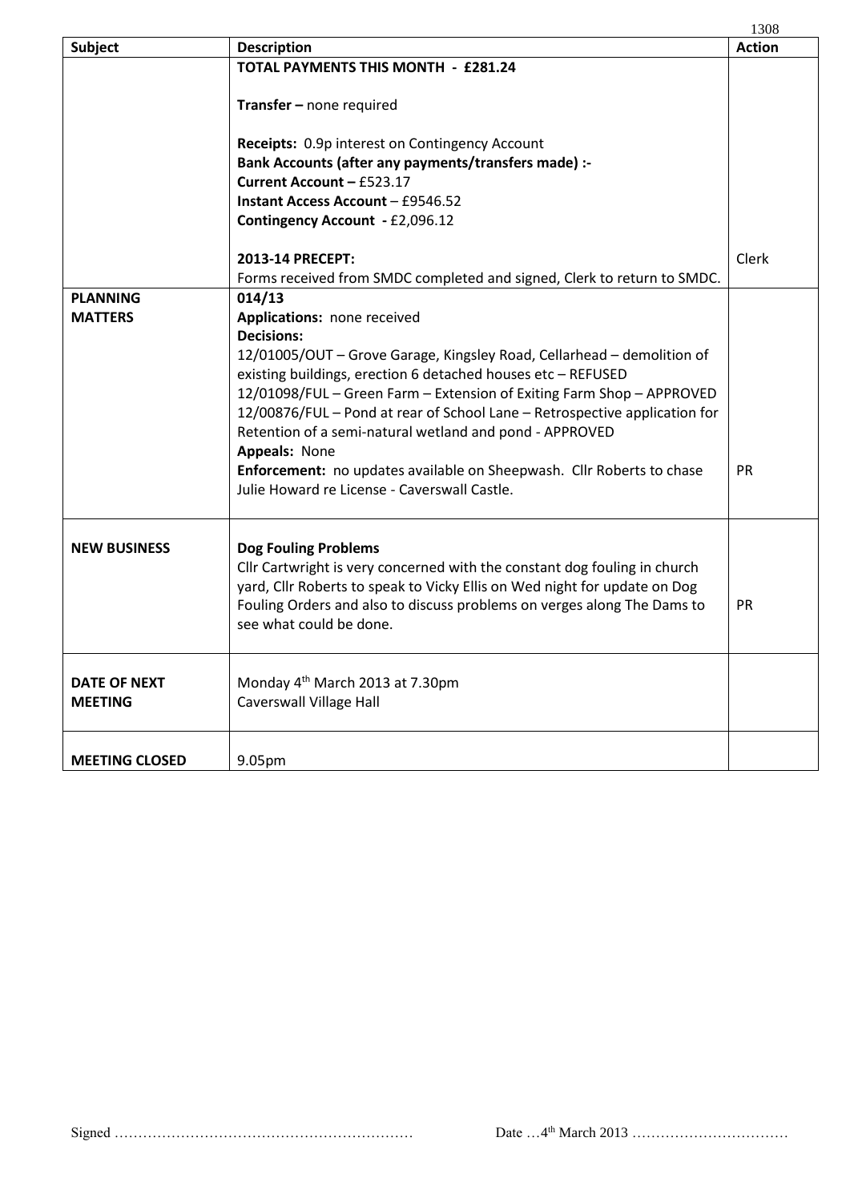| Subject | Description | Action |
|---|---|---|
| | **TOTAL PAYMENTS THIS MONTH - £281.24**<br><br>**Transfer –** none required<br><br>**Receipts:** 0.9p interest on Contingency Account<br>**Bank Accounts (after any payments/transfers made) :-**<br>**Current Account –** £523.17<br>**Instant Access Account** – £9546.52<br>**Contingency Account -** £2,096.12<br><br>**2013-14 PRECEPT:**<br>Forms received from SMDC completed and signed, Clerk to return to SMDC. | Clerk |
| **PLANNING MATTERS** | **014/13**<br>**Applications:** none received<br>**Decisions:**<br>12/01005/OUT – Grove Garage, Kingsley Road, Cellarhead – demolition of existing buildings, erection 6 detached houses etc – REFUSED<br>12/01098/FUL – Green Farm – Extension of Exiting Farm Shop – APPROVED<br>12/00876/FUL – Pond at rear of School Lane – Retrospective application for Retention of a semi-natural wetland and pond - APPROVED<br>**Appeals:** None<br>**Enforcement:** no updates available on Sheepwash. Cllr Roberts to chase Julie Howard re License - Caverswall Castle. | PR |
| **NEW BUSINESS** | **Dog Fouling Problems**<br>Cllr Cartwright is very concerned with the constant dog fouling in church yard, Cllr Roberts to speak to Vicky Ellis on Wed night for update on Dog Fouling Orders and also to discuss problems on verges along The Dams to see what could be done. | PR |
| **DATE OF NEXT MEETING** | Monday 4th March 2013 at 7.30pm<br>Caverswall Village Hall | |
| **MEETING CLOSED** | 9.05pm | |

Signed ……………………………………………………… Date …4th March 2013 ……………………………